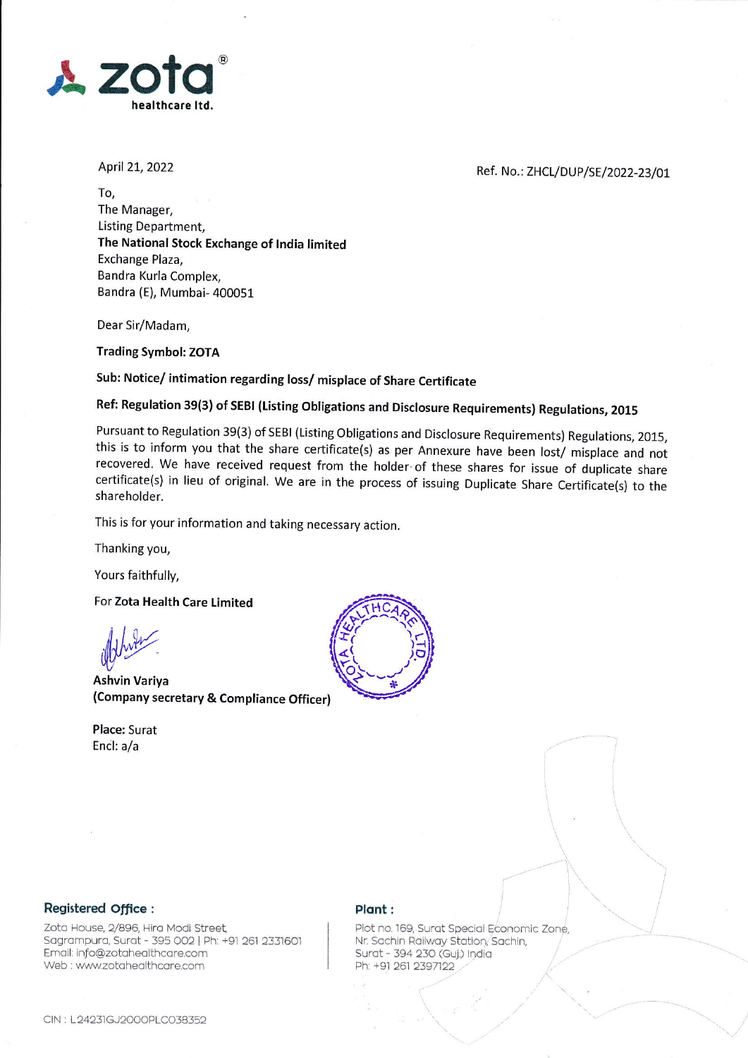zota®
healthcare ltd.

April 21, 2022

Ref. No.: ZHCL/DUP/SE/2022-23/01

To,
The Manager,
Listing Department,
**The National Stock Exchange of India limited**
Exchange Plaza,
Bandra Kurla Complex,
Bandra (E), Mumbai- 400051

Dear Sir/Madam,

**Trading Symbol: ZOTA**

**Sub: Notice/ intimation regarding loss/ misplace of Share Certificate**

**Ref: Regulation 39(3) of SEBI (Listing Obligations and Disclosure Requirements) Regulations, 2015**

Pursuant to Regulation 39(3) of SEBI (Listing Obligations and Disclosure Requirements) Regulations, 2015, this is to inform you that the share certificate(s) as per Annexure have been lost/ misplace and not recovered. We have received request from the holder of these shares for issue of duplicate share certificate(s) in lieu of original. We are in the process of issuing Duplicate Share Certificate(s) to the shareholder.

This is for your information and taking necessary action.

Thanking you,

Yours faithfully,

For **Zota Health Care Limited**

**Ashvin Variya**
**(Company secretary & Compliance Officer)**

**Place:** Surat
Encl: a/a

**Registered Office :**
Zota House, 2/896, Hira Modi Street,
Sagrampura, Surat - 395 002 | Ph: +91 261 2331601
Email: info@zotahealthcare.com
Web : www.zotahealthcare.com

**Plant :**
Plot no. 169, Surat Special Economic Zone,
Nr. Sachin Railway Station, Sachin,
Surat - 394 230 (Guj.) India
Ph: +91 261 2397122

CIN : L24231GJ2000PLC038352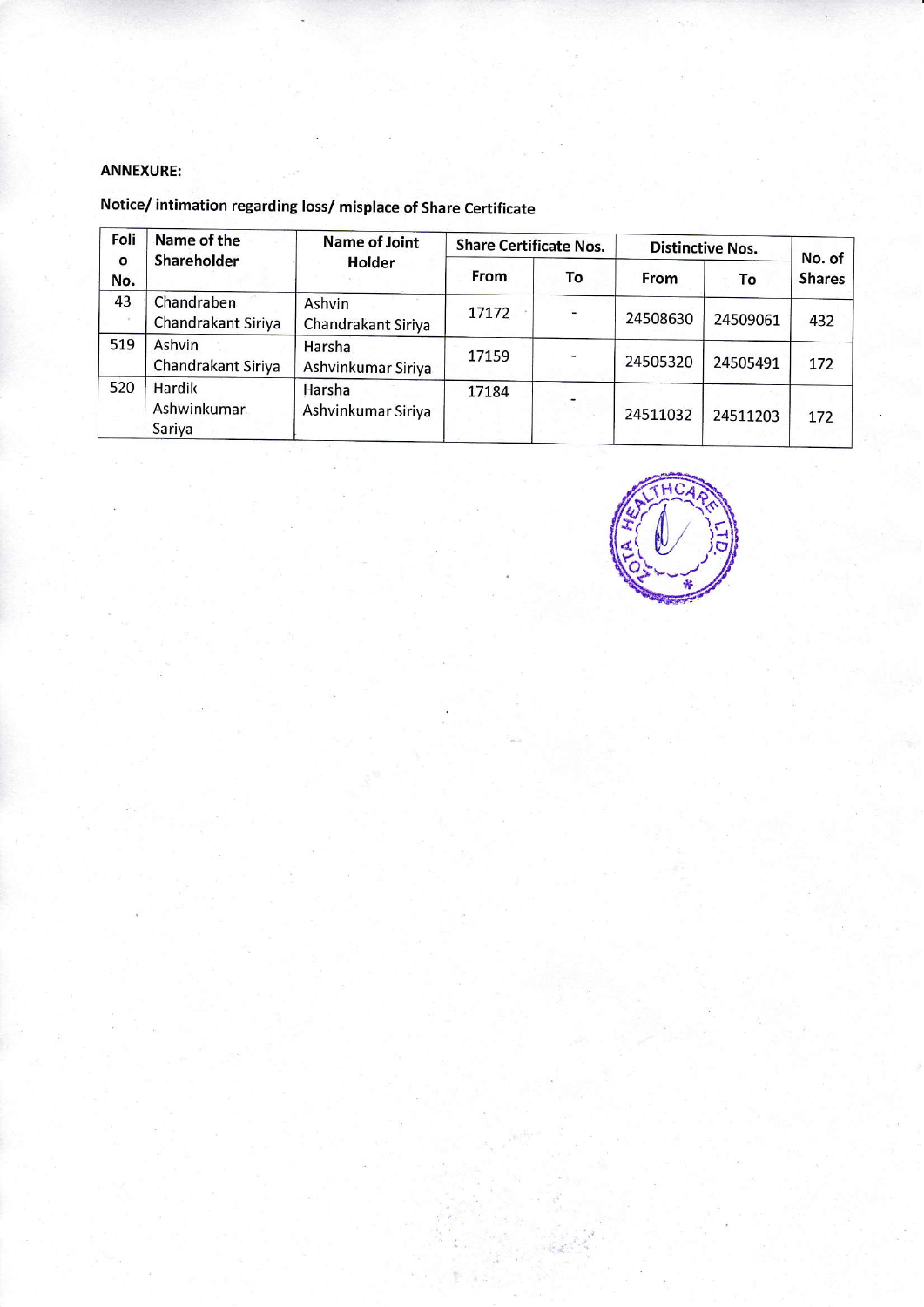**ANNEXURE:**

**Notice/ intimation regarding loss/ misplace of Share Certificate**

| Folio No. | Name of the Shareholder | Name of Joint Holder | Share Certificate Nos. | | Distinctive Nos. | | No. of Shares |
|---|---|---|---|---|---|---|---|
| | | | From | To | From | To | |
| 43 | Chandraben Chandrakant Siriya | Ashvin Chandrakant Siriya | 17172 | - | 24508630 | 24509061 | 432 |
| 519 | Ashvin Chandrakant Siriya | Harsha Ashvinkumar Siriya | 17159 | - | 24505320 | 24505491 | 172 |
| 520 | Hardik Ashwinkumar Sariya | Harsha Ashvinkumar Siriya | 17184 | - | 24511032 | 24511203 | 172 |